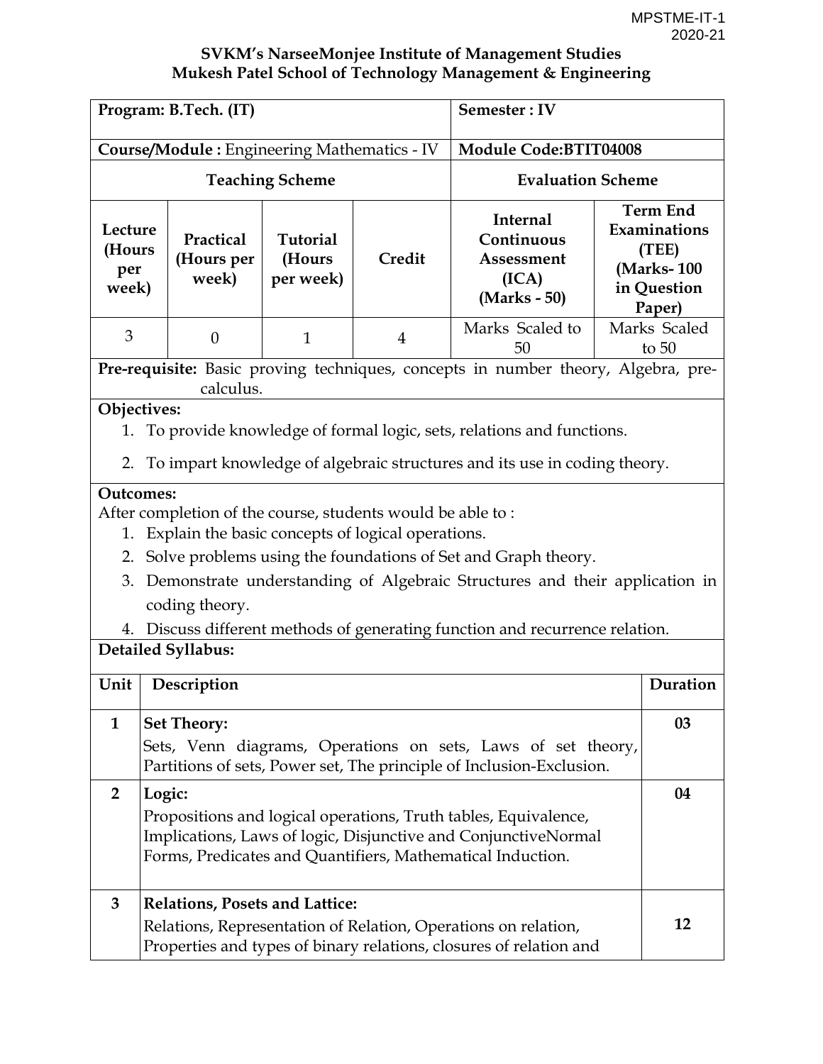MPSTME-IT-1
2020-21

**SVKM's NarseeMonjee Institute of Management Studies**
**Mukesh Patel School of Technology Management & Engineering**

| **Program: B.Tech. (IT)** | | | | **Semester : IV** | |
|---|---|---|---|---|---|
| **Course/Module :** Engineering Mathematics - IV | | | | **Module Code:BTIT04008** | |
| **Teaching Scheme** | | | | **Evaluation Scheme** | |
| **Lecture (Hours per week)** | **Practical (Hours per week)** | **Tutorial (Hours per week)** | **Credit** | **Internal Continuous Assessment (ICA) (Marks - 50)** | **Term End Examinations (TEE) (Marks- 100 in Question Paper)** |
| 3 | 0 | 1 | 4 | Marks Scaled to 50 | Marks Scaled to 50 |

**Pre-requisite:** Basic proving techniques, concepts in number theory, Algebra, pre-calculus.

**Objectives:**

1. To provide knowledge of formal logic, sets, relations and functions.
2. To impart knowledge of algebraic structures and its use in coding theory.

**Outcomes:**

After completion of the course, students would be able to :

1. Explain the basic concepts of logical operations.
2. Solve problems using the foundations of Set and Graph theory.
3. Demonstrate understanding of Algebraic Structures and their application in coding theory.
4. Discuss different methods of generating function and recurrence relation.

**Detailed Syllabus:**

| **Unit** | **Description** | **Duration** |
|---|---|---|
| **1** | **Set Theory:** Sets, Venn diagrams, Operations on sets, Laws of set theory, Partitions of sets, Power set, The principle of Inclusion-Exclusion. | **03** |
| **2** | **Logic:** Propositions and logical operations, Truth tables, Equivalence, Implications, Laws of logic, Disjunctive and ConjunctiveNormal Forms, Predicates and Quantifiers, Mathematical Induction. | **04** |
| **3** | **Relations, Posets and Lattice:** Relations, Representation of Relation, Operations on relation, Properties and types of binary relations, closures of relation and | **12** |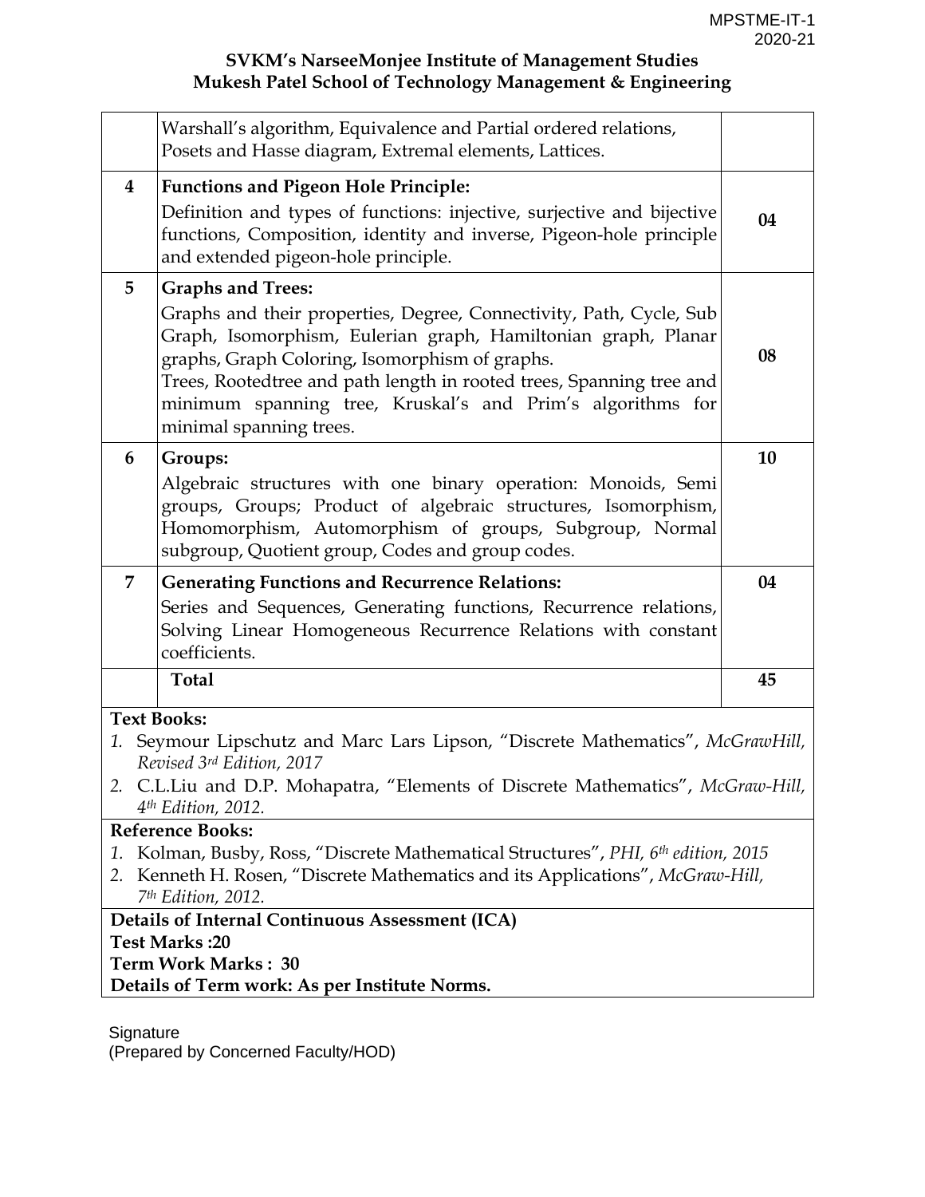**SVKM's NarseeMonjee Institute of Management Studies**
**Mukesh Patel School of Technology Management & Engineering**

| | | |
|---|---|---|
| | Warshall's algorithm, Equivalence and Partial ordered relations, Posets and Hasse diagram, Extremal elements, Lattices. | |
| **4** | **Functions and Pigeon Hole Principle:** Definition and types of functions: injective, surjective and bijective functions, Composition, identity and inverse, Pigeon-hole principle and extended pigeon-hole principle. | **04** |
| **5** | **Graphs and Trees:** Graphs and their properties, Degree, Connectivity, Path, Cycle, Sub Graph, Isomorphism, Eulerian graph, Hamiltonian graph, Planar graphs, Graph Coloring, Isomorphism of graphs. Trees, Rootedtree and path length in rooted trees, Spanning tree and minimum spanning tree, Kruskal's and Prim's algorithms for minimal spanning trees. | **08** |
| **6** | **Groups:** Algebraic structures with one binary operation: Monoids, Semi groups, Groups; Product of algebraic structures, Isomorphism, Homomorphism, Automorphism of groups, Subgroup, Normal subgroup, Quotient group, Codes and group codes. | **10** |
| **7** | **Generating Functions and Recurrence Relations:** Series and Sequences, Generating functions, Recurrence relations, Solving Linear Homogeneous Recurrence Relations with constant coefficients. | **04** |
| | **Total** | **45** |

**Text Books:**

1. Seymour Lipschutz and Marc Lars Lipson, "Discrete Mathematics", *McGrawHill, Revised 3rd Edition, 2017*
2. C.L.Liu and D.P. Mohapatra, "Elements of Discrete Mathematics", *McGraw-Hill, 4th Edition, 2012.*

**Reference Books:**

1. Kolman, Busby, Ross, "Discrete Mathematical Structures", *PHI, 6th edition, 2015*
2. Kenneth H. Rosen, "Discrete Mathematics and its Applications", *McGraw-Hill, 7th Edition, 2012.*

**Details of Internal Continuous Assessment (ICA)**
**Test Marks :20**
**Term Work Marks : 30**
**Details of Term work: As per Institute Norms.**

Signature
(Prepared by Concerned Faculty/HOD)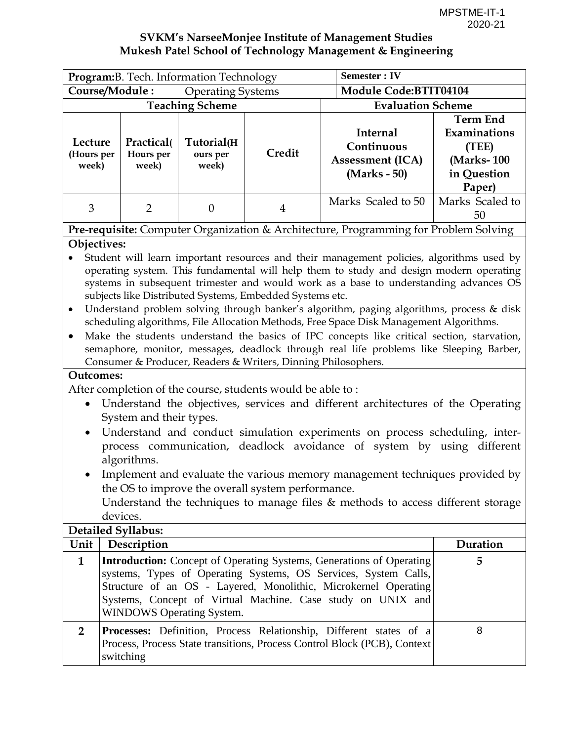MPSTME-IT-1
2020-21

**SVKM's NarseeMonjee Institute of Management Studies**
**Mukesh Patel School of Technology Management & Engineering**

| **Program:** B. Tech. Information Technology | | | | **Semester : IV** | |
|---|---|---|---|---|---|
| **Course/Module :** Operating Systems | | | | **Module Code:BTIT04104** | |
| **Teaching Scheme** | | | | **Evaluation Scheme** | |
| **Lecture (Hours per week)** | **Practical( Hours per week)** | **Tutorial(Hours per week)** | **Credit** | **Internal Continuous Assessment (ICA) (Marks - 50)** | **Term End Examinations (TEE) (Marks- 100 in Question Paper)** |
| 3 | 2 | 0 | 4 | Marks Scaled to 50 | Marks Scaled to 50 |

**Pre-requisite:** Computer Organization & Architecture, Programming for Problem Solving

**Objectives:**

- Student will learn important resources and their management policies, algorithms used by operating system. This fundamental will help them to study and design modern operating systems in subsequent trimester and would work as a base to understanding advances OS subjects like Distributed Systems, Embedded Systems etc.
- Understand problem solving through banker's algorithm, paging algorithms, process & disk scheduling algorithms, File Allocation Methods, Free Space Disk Management Algorithms.
- Make the students understand the basics of IPC concepts like critical section, starvation, semaphore, monitor, messages, deadlock through real life problems like Sleeping Barber, Consumer & Producer, Readers & Writers, Dinning Philosophers.

**Outcomes:**

After completion of the course, students would be able to :

- Understand the objectives, services and different architectures of the Operating System and their types.
- Understand and conduct simulation experiments on process scheduling, inter-process communication, deadlock avoidance of system by using different algorithms.
- Implement and evaluate the various memory management techniques provided by the OS to improve the overall system performance.
  Understand the techniques to manage files & methods to access different storage devices.

**Detailed Syllabus:**

| Unit | Description | Duration |
|---|---|---|
| **1** | **Introduction:** Concept of Operating Systems, Generations of Operating systems, Types of Operating Systems, OS Services, System Calls, Structure of an OS - Layered, Monolithic, Microkernel Operating Systems, Concept of Virtual Machine. Case study on UNIX and WINDOWS Operating System. | **5** |
| **2** | **Processes:** Definition, Process Relationship, Different states of a Process, Process State transitions, Process Control Block (PCB), Context switching | 8 |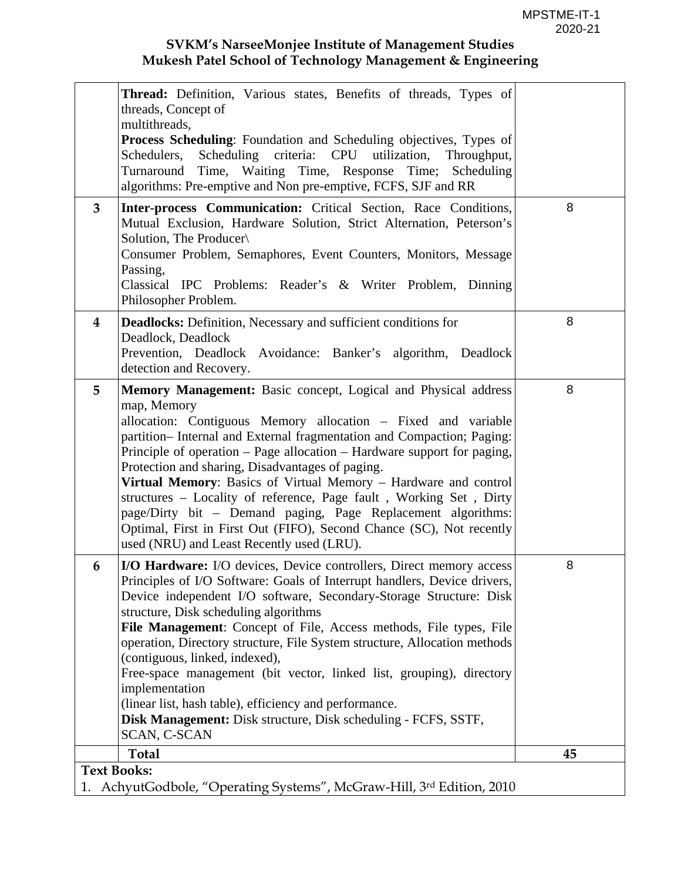| | | |
|---|---|---|
| | **Thread:** Definition, Various states, Benefits of threads, Types of threads, Concept of multithreads, **Process Scheduling**: Foundation and Scheduling objectives, Types of Schedulers, Scheduling criteria: CPU utilization, Throughput, Turnaround Time, Waiting Time, Response Time; Scheduling algorithms: Pre-emptive and Non pre-emptive, FCFS, SJF and RR | |
| **3** | **Inter-process Communication:** Critical Section, Race Conditions, Mutual Exclusion, Hardware Solution, Strict Alternation, Peterson's Solution, The Producer\ Consumer Problem, Semaphores, Event Counters, Monitors, Message Passing, Classical IPC Problems: Reader's & Writer Problem, Dinning Philosopher Problem. | 8 |
| **4** | **Deadlocks:** Definition, Necessary and sufficient conditions for Deadlock, Deadlock Prevention, Deadlock Avoidance: Banker's algorithm, Deadlock detection and Recovery. | 8 |
| **5** | **Memory Management:** Basic concept, Logical and Physical address map, Memory allocation: Contiguous Memory allocation – Fixed and variable partition– Internal and External fragmentation and Compaction; Paging: Principle of operation – Page allocation – Hardware support for paging, Protection and sharing, Disadvantages of paging. **Virtual Memory**: Basics of Virtual Memory – Hardware and control structures – Locality of reference, Page fault , Working Set , Dirty page/Dirty bit – Demand paging, Page Replacement algorithms: Optimal, First in First Out (FIFO), Second Chance (SC), Not recently used (NRU) and Least Recently used (LRU). | 8 |
| **6** | **I/O Hardware:** I/O devices, Device controllers, Direct memory access Principles of I/O Software: Goals of Interrupt handlers, Device drivers, Device independent I/O software, Secondary-Storage Structure: Disk structure, Disk scheduling algorithms **File Management**: Concept of File, Access methods, File types, File operation, Directory structure, File System structure, Allocation methods (contiguous, linked, indexed), Free-space management (bit vector, linked list, grouping), directory implementation (linear list, hash table), efficiency and performance. **Disk Management:** Disk structure, Disk scheduling - FCFS, SSTF, SCAN, C-SCAN | 8 |
| | **Total** | **45** |

**Text Books:**

1. AchyutGodbole, "Operating Systems", McGraw-Hill, 3rd Edition, 2010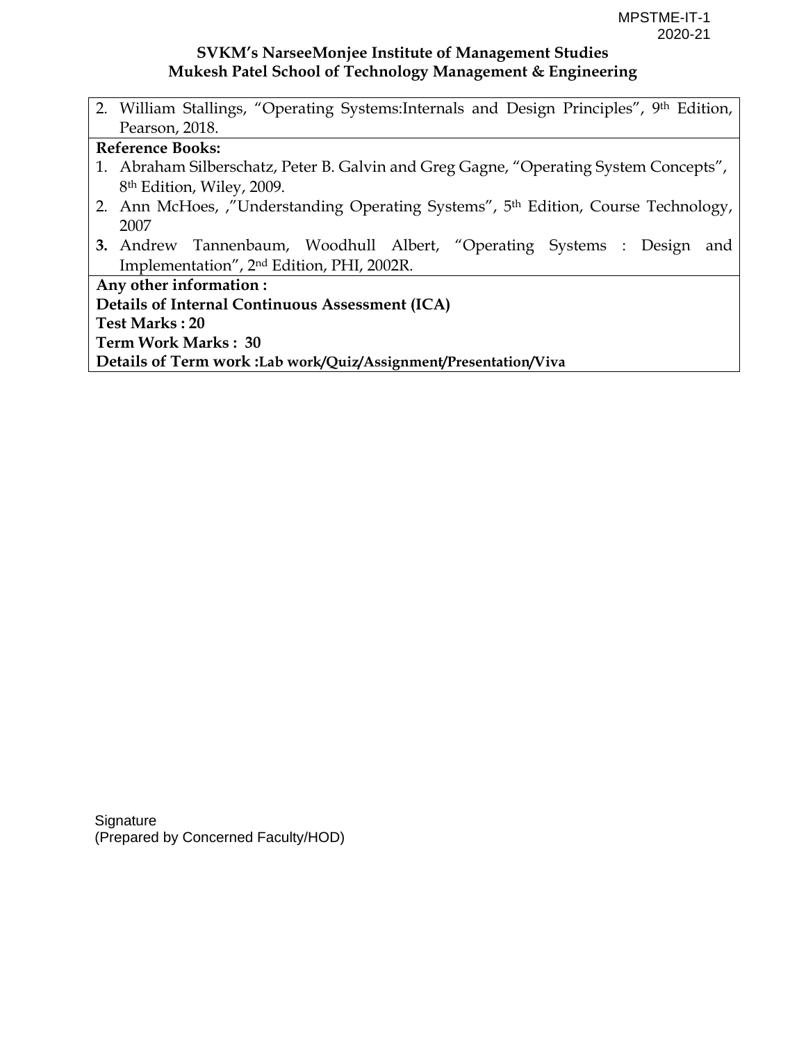2. William Stallings, "Operating Systems:Internals and Design Principles", 9th Edition, Pearson, 2018.

**Reference Books:**

1. Abraham Silberschatz, Peter B. Galvin and Greg Gagne, "Operating System Concepts", 8th Edition, Wiley, 2009.
2. Ann McHoes, ,"Understanding Operating Systems", 5th Edition, Course Technology, 2007
3. Andrew Tannenbaum, Woodhull Albert, "Operating Systems : Design and Implementation", 2nd Edition, PHI, 2002R.

**Any other information :**

**Details of Internal Continuous Assessment (ICA)**

**Test Marks : 20**

**Term Work Marks : 30**

**Details of Term work :Lab work/Quiz/Assignment/Presentation/Viva**

Signature
(Prepared by Concerned Faculty/HOD)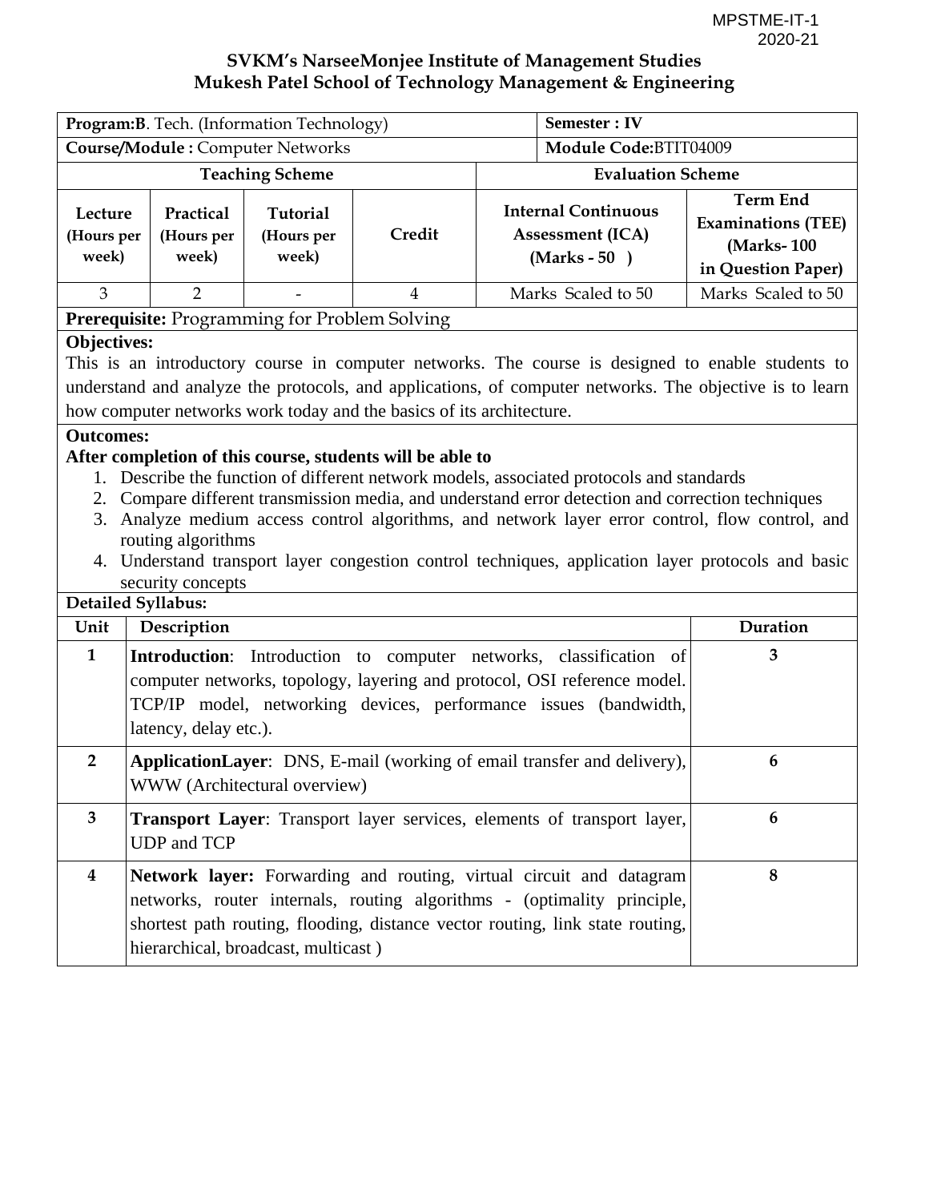MPSTME-IT-1
2020-21

**SVKM's NarseeMonjee Institute of Management Studies**
**Mukesh Patel School of Technology Management & Engineering**

| **Program:B**. Tech. (Information Technology) | | | | **Semester : IV** | |
|---|---|---|---|---|---|
| **Course/Module :** Computer Networks | | | | **Module Code:**BTIT04009 | |
| **Teaching Scheme** | | | | **Evaluation Scheme** | |
| **Lecture (Hours per week)** | **Practical (Hours per week)** | **Tutorial (Hours per week)** | **Credit** | **Internal Continuous Assessment (ICA) (Marks - 50 )** | **Term End Examinations (TEE) (Marks- 100 in Question Paper)** |
| 3 | 2 | - | 4 | Marks Scaled to 50 | Marks Scaled to 50 |

**Prerequisite:** Programming for Problem Solving

**Objectives:**

This is an introductory course in computer networks. The course is designed to enable students to understand and analyze the protocols, and applications, of computer networks. The objective is to learn how computer networks work today and the basics of its architecture.

**Outcomes:**

**After completion of this course, students will be able to**

1. Describe the function of different network models, associated protocols and standards
2. Compare different transmission media, and understand error detection and correction techniques
3. Analyze medium access control algorithms, and network layer error control, flow control, and routing algorithms
4. Understand transport layer congestion control techniques, application layer protocols and basic security concepts

**Detailed Syllabus:**

| Unit | Description | Duration |
|---|---|---|
| **1** | **Introduction**: Introduction to computer networks, classification of computer networks, topology, layering and protocol, OSI reference model. TCP/IP model, networking devices, performance issues (bandwidth, latency, delay etc.). | **3** |
| **2** | **ApplicationLayer**: DNS, E-mail (working of email transfer and delivery), WWW (Architectural overview) | **6** |
| **3** | **Transport Layer**: Transport layer services, elements of transport layer, UDP and TCP | **6** |
| **4** | **Network layer:** Forwarding and routing, virtual circuit and datagram networks, router internals, routing algorithms - (optimality principle, shortest path routing, flooding, distance vector routing, link state routing, hierarchical, broadcast, multicast ) | **8** |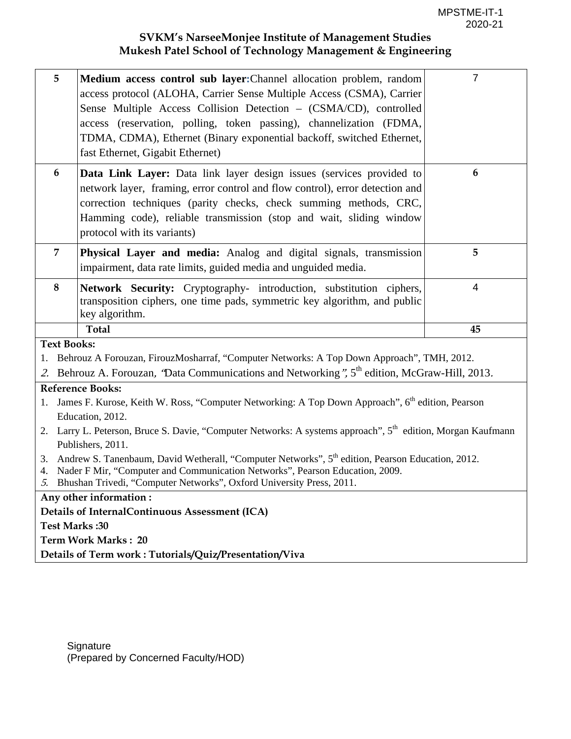SVKM's NarseeMonjee Institute of Management Studies
Mukesh Patel School of Technology Management & Engineering

| | | |
|---|---|---|
| 5 | **Medium access control sub layer**:Channel allocation problem, random access protocol (ALOHA, Carrier Sense Multiple Access (CSMA), Carrier Sense Multiple Access Collision Detection – (CSMA/CD), controlled access (reservation, polling, token passing), channelization (FDMA, TDMA, CDMA), Ethernet (Binary exponential backoff, switched Ethernet, fast Ethernet, Gigabit Ethernet) | 7 |
| 6 | **Data Link Layer:** Data link layer design issues (services provided to network layer, framing, error control and flow control), error detection and correction techniques (parity checks, check summing methods, CRC, Hamming code), reliable transmission (stop and wait, sliding window protocol with its variants) | 6 |
| 7 | **Physical Layer and media:** Analog and digital signals, transmission impairment, data rate limits, guided media and unguided media. | 5 |
| 8 | **Network Security:** Cryptography- introduction, substitution ciphers, transposition ciphers, one time pads, symmetric key algorithm, and public key algorithm. | 4 |
| | **Total** | **45** |

**Text Books:**

1. Behrouz A Forouzan, FirouzMosharraf, "Computer Networks: A Top Down Approach", TMH, 2012.
2. Behrouz A. Forouzan, "Data Communications and Networking", 5th edition, McGraw-Hill, 2013.

**Reference Books:**

1. James F. Kurose, Keith W. Ross, "Computer Networking: A Top Down Approach", 6th edition, Pearson Education, 2012.
2. Larry L. Peterson, Bruce S. Davie, "Computer Networks: A systems approach", 5th edition, Morgan Kaufmann Publishers, 2011.
3. Andrew S. Tanenbaum, David Wetherall, "Computer Networks", 5th edition, Pearson Education, 2012.
4. Nader F Mir, "Computer and Communication Networks", Pearson Education, 2009.
5. Bhushan Trivedi, "Computer Networks", Oxford University Press, 2011.

**Any other information :**

**Details of InternalContinuous Assessment (ICA)**

**Test Marks :30**

**Term Work Marks : 20**

**Details of Term work : Tutorials/Quiz/Presentation/Viva**

Signature
(Prepared by Concerned Faculty/HOD)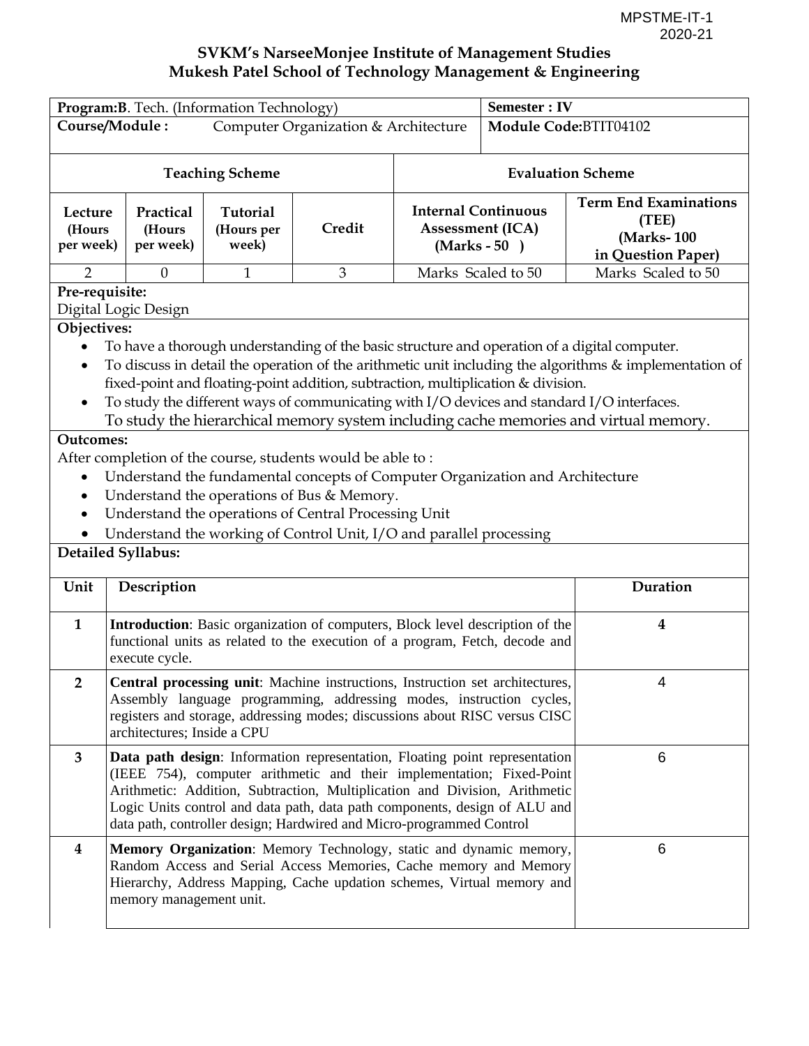MPSTME-IT-1
2020-21

## SVKM's NarseeMonjee Institute of Management Studies
## Mukesh Patel School of Technology Management & Engineering

| **Program:B**. Tech. (Information Technology) | **Semester : IV** |
|---|---|
| **Course/Module :** Computer Organization & Architecture | **Module Code:**BTIT04102 |

| **Teaching Scheme** | | | | **Evaluation Scheme** | |
|---|---|---|---|---|---|
| **Lecture (Hours per week)** | **Practical (Hours per week)** | **Tutorial (Hours per week)** | **Credit** | **Internal Continuous Assessment (ICA) (Marks - 50 )** | **Term End Examinations (TEE) (Marks- 100 in Question Paper)** |
| 2 | 0 | 1 | 3 | Marks Scaled to 50 | Marks Scaled to 50 |

**Pre-requisite:**

Digital Logic Design

**Objectives:**

- To have a thorough understanding of the basic structure and operation of a digital computer.
- To discuss in detail the operation of the arithmetic unit including the algorithms & implementation of fixed-point and floating-point addition, subtraction, multiplication & division.
- To study the different ways of communicating with I/O devices and standard I/O interfaces.

To study the hierarchical memory system including cache memories and virtual memory.

**Outcomes:**

After completion of the course, students would be able to :

- Understand the fundamental concepts of Computer Organization and Architecture
- Understand the operations of Bus & Memory.
- Understand the operations of Central Processing Unit
- Understand the working of Control Unit, I/O and parallel processing

**Detailed Syllabus:**

| Unit | Description | Duration |
|---|---|---|
| **1** | **Introduction**: Basic organization of computers, Block level description of the functional units as related to the execution of a program, Fetch, decode and execute cycle. | **4** |
| **2** | **Central processing unit**: Machine instructions, Instruction set architectures, Assembly language programming, addressing modes, instruction cycles, registers and storage, addressing modes; discussions about RISC versus CISC architectures; Inside a CPU | 4 |
| **3** | **Data path design**: Information representation, Floating point representation (IEEE 754), computer arithmetic and their implementation; Fixed-Point Arithmetic: Addition, Subtraction, Multiplication and Division, Arithmetic Logic Units control and data path, data path components, design of ALU and data path, controller design; Hardwired and Micro-programmed Control | 6 |
| **4** | **Memory Organization**: Memory Technology, static and dynamic memory, Random Access and Serial Access Memories, Cache memory and Memory Hierarchy, Address Mapping, Cache updation schemes, Virtual memory and memory management unit. | 6 |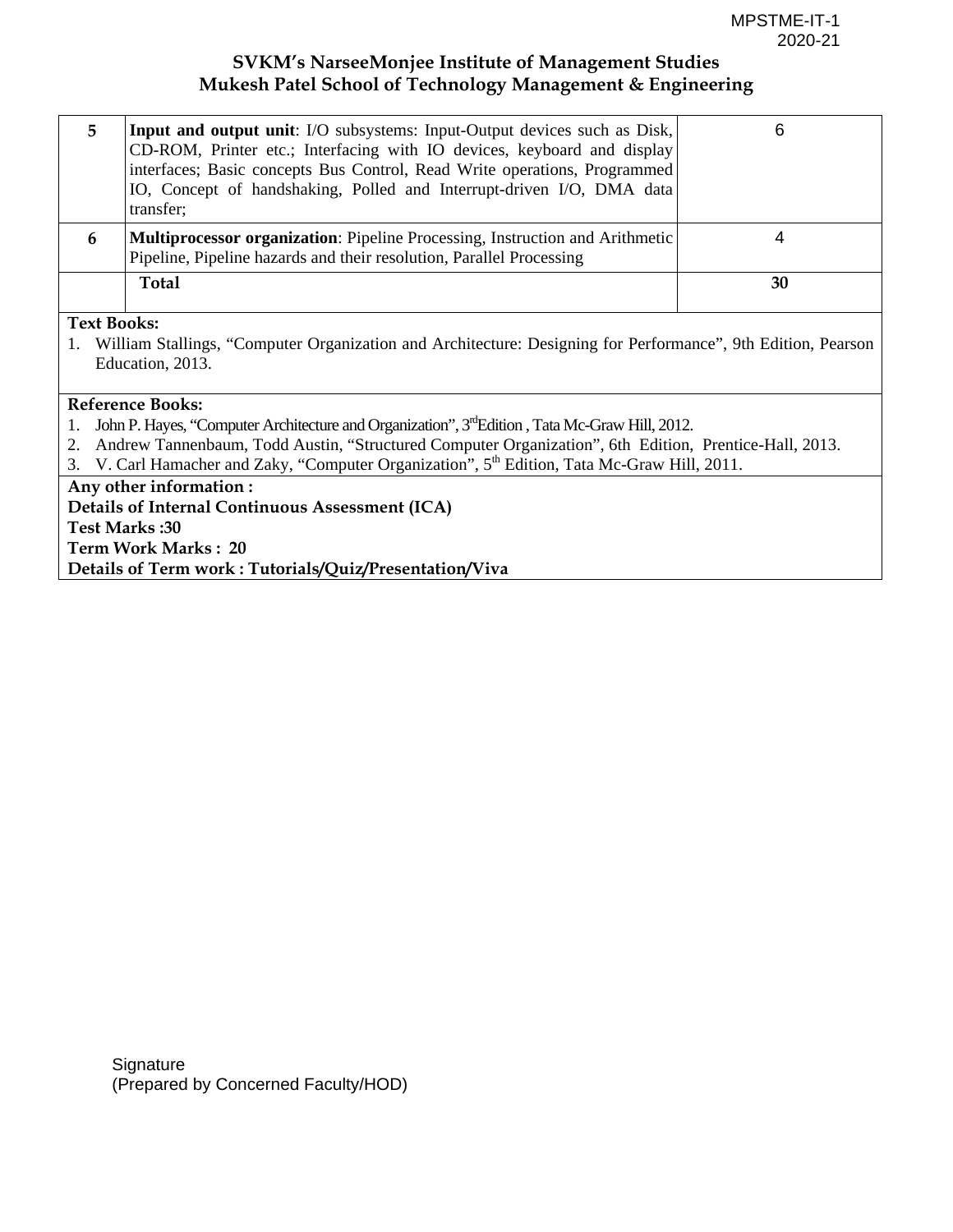| 5 | **Input and output unit**: I/O subsystems: Input-Output devices such as Disk, CD-ROM, Printer etc.; Interfacing with IO devices, keyboard and display interfaces; Basic concepts Bus Control, Read Write operations, Programmed IO, Concept of handshaking, Polled and Interrupt-driven I/O, DMA data transfer; | 6 |
|---|---|---|
| 6 | **Multiprocessor organization**: Pipeline Processing, Instruction and Arithmetic Pipeline, Pipeline hazards and their resolution, Parallel Processing | 4 |
| | **Total** | **30** |

**Text Books:**

1. William Stallings, "Computer Organization and Architecture: Designing for Performance", 9th Edition, Pearson Education, 2013.

**Reference Books:**

1. John P. Hayes, "Computer Architecture and Organization", 3rd Edition , Tata Mc-Graw Hill, 2012.
2. Andrew Tannenbaum, Todd Austin, "Structured Computer Organization", 6th Edition, Prentice-Hall, 2013.
3. V. Carl Hamacher and Zaky, "Computer Organization", 5th Edition, Tata Mc-Graw Hill, 2011.

**Any other information :**
**Details of Internal Continuous Assessment (ICA)**
**Test Marks :30**
**Term Work Marks : 20**
**Details of Term work : Tutorials/Quiz/Presentation/Viva**

Signature
(Prepared by Concerned Faculty/HOD)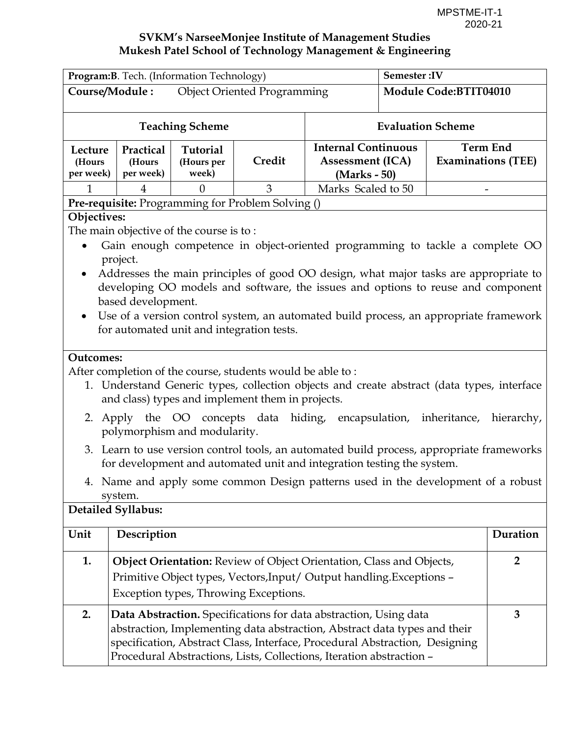MPSTME-IT-1
2020-21

**SVKM's NarseeMonjee Institute of Management Studies**
**Mukesh Patel School of Technology Management & Engineering**

| **Program:B**. Tech. (Information Technology) | | | | **Semester :IV** | |
|---|---|---|---|---|---|
| **Course/Module :** Object Oriented Programming | | | | **Module Code:BTIT04010** | |
| **Teaching Scheme** | | | | **Evaluation Scheme** | |
| **Lecture (Hours per week)** | **Practical (Hours per week)** | **Tutorial (Hours per week)** | **Credit** | **Internal Continuous Assessment (ICA) (Marks - 50)** | **Term End Examinations (TEE)** |
| 1 | 4 | 0 | 3 | Marks Scaled to 50 | - |

**Pre-requisite:** Programming for Problem Solving ()

**Objectives:**

The main objective of the course is to :

- Gain enough competence in object-oriented programming to tackle a complete OO project.
- Addresses the main principles of good OO design, what major tasks are appropriate to developing OO models and software, the issues and options to reuse and component based development.
- Use of a version control system, an automated build process, an appropriate framework for automated unit and integration tests.

**Outcomes:**

After completion of the course, students would be able to :

1. Understand Generic types, collection objects and create abstract (data types, interface and class) types and implement them in projects.
2. Apply the OO concepts data hiding, encapsulation, inheritance, hierarchy, polymorphism and modularity.
3. Learn to use version control tools, an automated build process, appropriate frameworks for development and automated unit and integration testing the system.
4. Name and apply some common Design patterns used in the development of a robust system.

**Detailed Syllabus:**

| Unit | Description | Duration |
|---|---|---|
| **1.** | **Object Orientation:** Review of Object Orientation, Class and Objects, Primitive Object types, Vectors,Input/ Output handling.Exceptions – Exception types, Throwing Exceptions. | **2** |
| **2.** | **Data Abstraction.** Specifications for data abstraction, Using data abstraction, Implementing data abstraction, Abstract data types and their specification, Abstract Class, Interface, Procedural Abstraction, Designing Procedural Abstractions, Lists, Collections, Iteration abstraction – | **3** |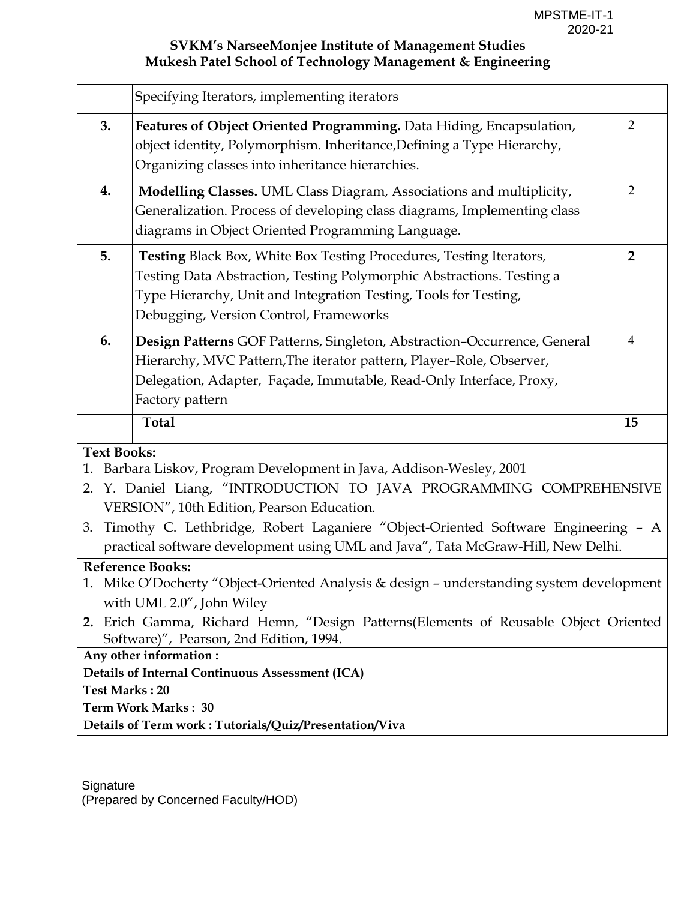| | | |
|---|---|---|
| | Specifying Iterators, implementing iterators | |
| **3.** | **Features of Object Oriented Programming.** Data Hiding, Encapsulation, object identity, Polymorphism. Inheritance,Defining a Type Hierarchy, Organizing classes into inheritance hierarchies. | 2 |
| **4.** | **Modelling Classes.** UML Class Diagram, Associations and multiplicity, Generalization. Process of developing class diagrams, Implementing class diagrams in Object Oriented Programming Language. | 2 |
| **5.** | **Testing** Black Box, White Box Testing Procedures, Testing Iterators, Testing Data Abstraction, Testing Polymorphic Abstractions. Testing a Type Hierarchy, Unit and Integration Testing, Tools for Testing, Debugging, Version Control, Frameworks | **2** |
| **6.** | **Design Patterns** GOF Patterns, Singleton, Abstraction–Occurrence, General Hierarchy, MVC Pattern,The iterator pattern, Player–Role, Observer, Delegation, Adapter, Façade, Immutable, Read-Only Interface, Proxy, Factory pattern | 4 |
| | **Total** | **15** |

**Text Books:**

1. Barbara Liskov, Program Development in Java, Addison-Wesley, 2001
2. Y. Daniel Liang, "INTRODUCTION TO JAVA PROGRAMMING COMPREHENSIVE VERSION", 10th Edition, Pearson Education.
3. Timothy C. Lethbridge, Robert Laganiere "Object-Oriented Software Engineering – A practical software development using UML and Java", Tata McGraw-Hill, New Delhi.

**Reference Books:**

1. Mike O'Docherty "Object-Oriented Analysis & design – understanding system development with UML 2.0", John Wiley
2. Erich Gamma, Richard Hemn, "Design Patterns(Elements of Reusable Object Oriented Software)", Pearson, 2nd Edition, 1994.

**Any other information :**

**Details of Internal Continuous Assessment (ICA)**

**Test Marks : 20**

**Term Work Marks : 30**

**Details of Term work : Tutorials/Quiz/Presentation/Viva**

Signature
(Prepared by Concerned Faculty/HOD)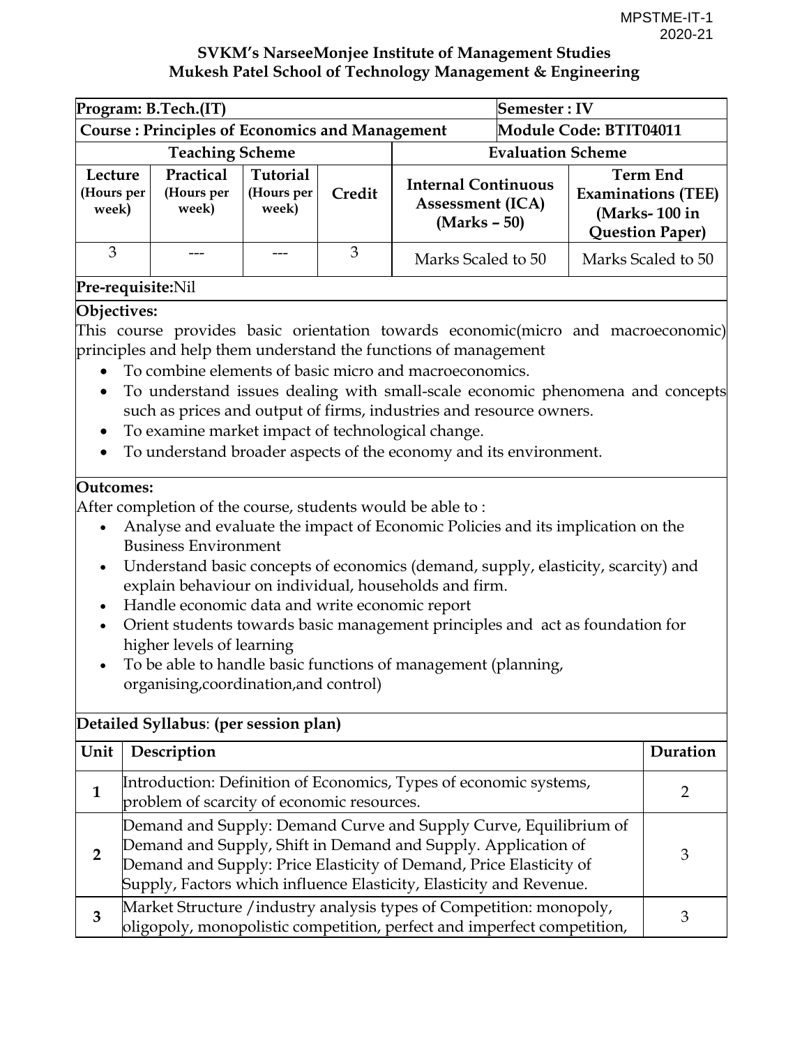MPSTME-IT-1
2020-21

**SVKM's NarseeMonjee Institute of Management Studies**
**Mukesh Patel School of Technology Management & Engineering**

| **Program: B.Tech.(IT)** | | | | **Semester : IV** | |
|---|---|---|---|---|---|
| **Course : Principles of Economics and Management** | | | | **Module Code: BTIT04011** | |
| **Teaching Scheme** | | | | **Evaluation Scheme** | |
| **Lecture (Hours per week)** | **Practical (Hours per week)** | **Tutorial (Hours per week)** | **Credit** | **Internal Continuous Assessment (ICA) (Marks – 50)** | **Term End Examinations (TEE) (Marks- 100 in Question Paper)** |
| 3 | --- | --- | 3 | Marks Scaled to 50 | Marks Scaled to 50 |

**Pre-requisite:**Nil

**Objectives:**

This course provides basic orientation towards economic(micro and macroeconomic) principles and help them understand the functions of management

- To combine elements of basic micro and macroeconomics.
- To understand issues dealing with small-scale economic phenomena and concepts such as prices and output of firms, industries and resource owners.
- To examine market impact of technological change.
- To understand broader aspects of the economy and its environment.

**Outcomes:**

After completion of the course, students would be able to :

- Analyse and evaluate the impact of Economic Policies and its implication on the Business Environment
- Understand basic concepts of economics (demand, supply, elasticity, scarcity) and explain behaviour on individual, households and firm.
- Handle economic data and write economic report
- Orient students towards basic management principles and act as foundation for higher levels of learning
- To be able to handle basic functions of management (planning, organising,coordination,and control)

**Detailed Syllabus**: **(per session plan)**

| Unit | Description | Duration |
|---|---|---|
| **1** | Introduction: Definition of Economics, Types of economic systems, problem of scarcity of economic resources. | 2 |
| **2** | Demand and Supply: Demand Curve and Supply Curve, Equilibrium of Demand and Supply, Shift in Demand and Supply. Application of Demand and Supply: Price Elasticity of Demand, Price Elasticity of Supply, Factors which influence Elasticity, Elasticity and Revenue. | 3 |
| **3** | Market Structure /industry analysis types of Competition: monopoly, oligopoly, monopolistic competition, perfect and imperfect competition, | 3 |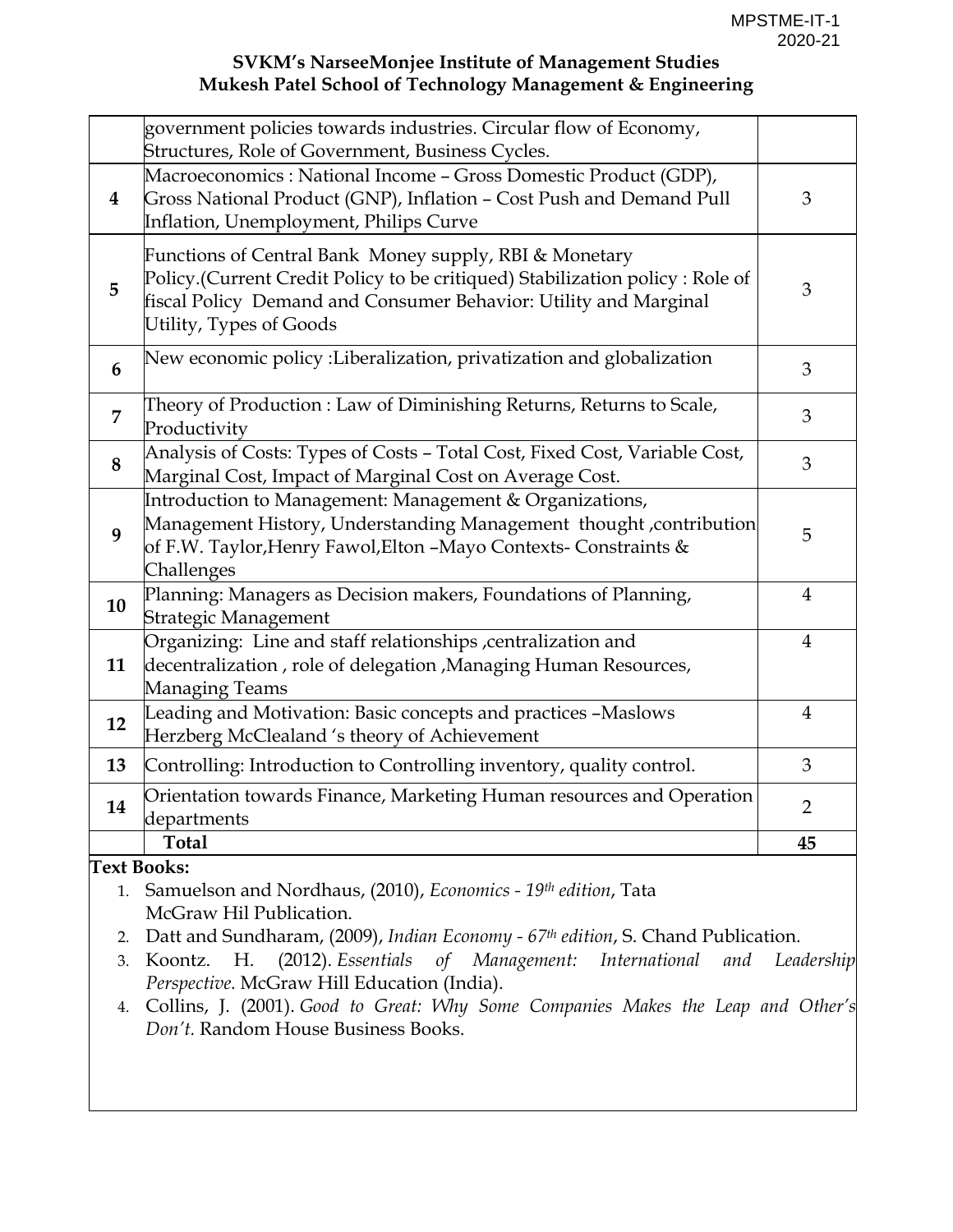| | | |
|---|---|---|
| | government policies towards industries. Circular flow of Economy, Structures, Role of Government, Business Cycles. | |
| **4** | Macroeconomics : National Income – Gross Domestic Product (GDP), Gross National Product (GNP), Inflation – Cost Push and Demand Pull Inflation, Unemployment, Philips Curve | 3 |
| **5** | Functions of Central Bank Money supply, RBI & Monetary Policy.(Current Credit Policy to be critiqued) Stabilization policy : Role of fiscal Policy Demand and Consumer Behavior: Utility and Marginal Utility, Types of Goods | 3 |
| **6** | New economic policy :Liberalization, privatization and globalization | 3 |
| **7** | Theory of Production : Law of Diminishing Returns, Returns to Scale, Productivity | 3 |
| **8** | Analysis of Costs: Types of Costs – Total Cost, Fixed Cost, Variable Cost, Marginal Cost, Impact of Marginal Cost on Average Cost. | 3 |
| **9** | Introduction to Management: Management & Organizations, Management History, Understanding Management thought ,contribution of F.W. Taylor,Henry Fawol,Elton –Mayo Contexts- Constraints & Challenges | 5 |
| **10** | Planning: Managers as Decision makers, Foundations of Planning, Strategic Management | 4 |
| **11** | Organizing: Line and staff relationships ,centralization and decentralization , role of delegation ,Managing Human Resources, Managing Teams | 4 |
| **12** | Leading and Motivation: Basic concepts and practices –Maslows Herzberg McClealand 's theory of Achievement | 4 |
| **13** | Controlling: Introduction to Controlling inventory, quality control. | 3 |
| **14** | Orientation towards Finance, Marketing Human resources and Operation departments | 2 |
| | **Total** | **45** |

**Text Books:**

1. Samuelson and Nordhaus, (2010), *Economics - 19th edition*, Tata McGraw Hil Publication.
2. Datt and Sundharam, (2009), *Indian Economy - 67th edition*, S. Chand Publication.
3. Koontz. H. (2012). *Essentials of Management: International and Leadership Perspective.* McGraw Hill Education (India).
4. Collins, J. (2001). *Good to Great: Why Some Companies Makes the Leap and Other's Don't.* Random House Business Books.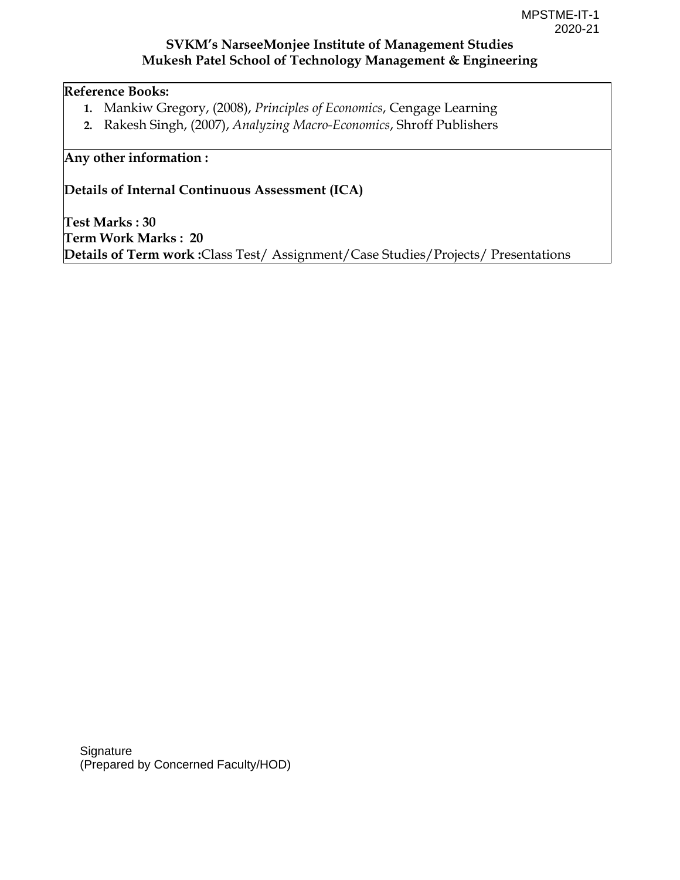**Reference Books:**

1. Mankiw Gregory, (2008), *Principles of Economics*, Cengage Learning
2. Rakesh Singh, (2007), *Analyzing Macro-Economics*, Shroff Publishers

**Any other information :**

**Details of Internal Continuous Assessment (ICA)**

**Test Marks : 30**
**Term Work Marks : 20**
**Details of Term work :**Class Test/ Assignment/Case Studies/Projects/ Presentations

Signature
(Prepared by Concerned Faculty/HOD)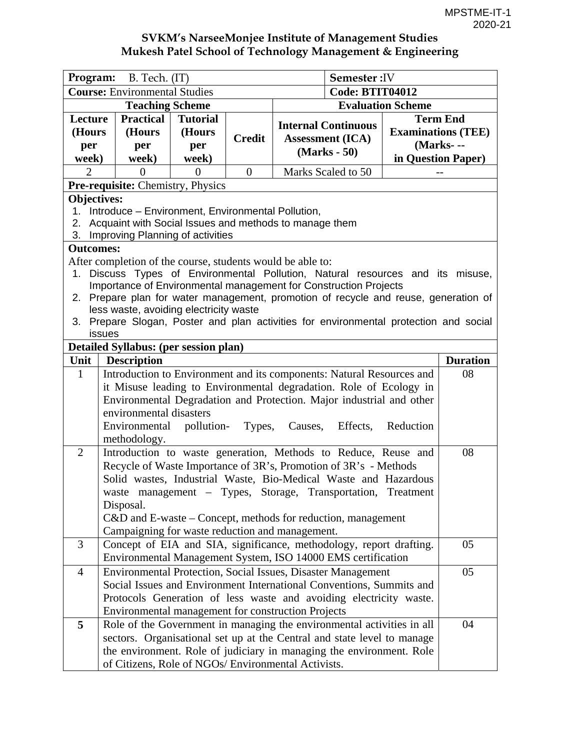SVKM's NarseeMonjee Institute of Management Studies
Mukesh Patel School of Technology Management & Engineering

| **Program:** B. Tech. (IT) | | | | | **Semester :**IV | |
|---|---|---|---|---|---|---|
| **Course:** Environmental Studies | | | | | **Code: BTIT04012** | |
| **Teaching Scheme** | | | | **Evaluation Scheme** | | |
| **Lecture (Hours per week)** | **Practical (Hours per week)** | **Tutorial (Hours per week)** | **Credit** | **Internal Continuous Assessment (ICA) (Marks - 50)** | | **Term End Examinations (TEE) (Marks- -- in Question Paper)** |
| 2 | 0 | 0 | 0 | Marks Scaled to 50 | | -- |

**Pre-requisite:** Chemistry, Physics

**Objectives:**

1. Introduce – Environment, Environmental Pollution,
2. Acquaint with Social Issues and methods to manage them
3. Improving Planning of activities

**Outcomes:**

After completion of the course, students would be able to:

1. Discuss Types of Environmental Pollution, Natural resources and its misuse, Importance of Environmental management for Construction Projects
2. Prepare plan for water management, promotion of recycle and reuse, generation of less waste, avoiding electricity waste
3. Prepare Slogan, Poster and plan activities for environmental protection and social issues

**Detailed Syllabus: (per session plan)**

| Unit | Description | Duration |
|---|---|---|
| 1 | Introduction to Environment and its components: Natural Resources and it Misuse leading to Environmental degradation. Role of Ecology in Environmental Degradation and Protection. Major industrial and other environmental disasters<br>Environmental pollution- Types, Causes, Effects, Reduction methodology. | 08 |
| 2 | Introduction to waste generation, Methods to Reduce, Reuse and Recycle of Waste Importance of 3R's, Promotion of 3R's - Methods<br>Solid wastes, Industrial Waste, Bio-Medical Waste and Hazardous waste management – Types, Storage, Transportation, Treatment Disposal.<br>C&D and E-waste – Concept, methods for reduction, management<br>Campaigning for waste reduction and management. | 08 |
| 3 | Concept of EIA and SIA, significance, methodology, report drafting. Environmental Management System, ISO 14000 EMS certification | 05 |
| 4 | Environmental Protection, Social Issues, Disaster Management<br>Social Issues and Environment International Conventions, Summits and Protocols Generation of less waste and avoiding electricity waste. Environmental management for construction Projects | 05 |
| **5** | Role of the Government in managing the environmental activities in all sectors. Organisational set up at the Central and state level to manage the environment. Role of judiciary in managing the environment. Role of Citizens, Role of NGOs/ Environmental Activists. | 04 |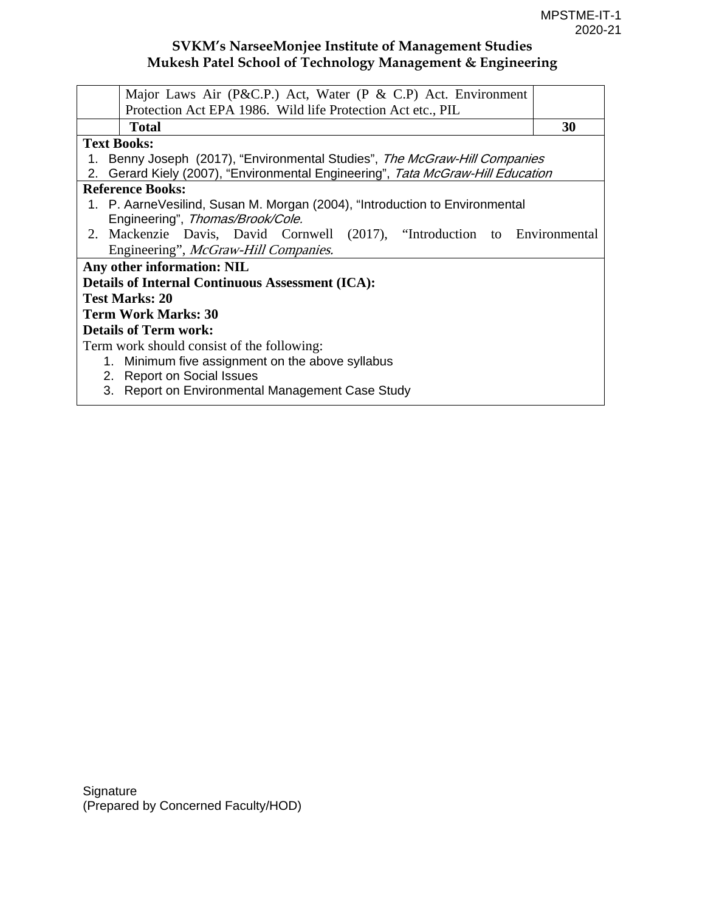**SVKM's NarseeMonjee Institute of Management Studies**
**Mukesh Patel School of Technology Management & Engineering**

| | | |
|---|---|---|
| | Major Laws Air (P&C.P.) Act, Water (P & C.P) Act. Environment Protection Act EPA 1986. Wild life Protection Act etc., PIL | |
| | **Total** | **30** |

**Text Books:**

1. Benny Joseph (2017), "Environmental Studies", *The McGraw-Hill Companies*
2. Gerard Kiely (2007), "Environmental Engineering", *Tata McGraw-Hill Education*

**Reference Books:**

1. P. AarneVesilind, Susan M. Morgan (2004), "Introduction to Environmental Engineering", *Thomas/Brook/Cole.*
2. Mackenzie Davis, David Cornwell (2017), "Introduction to Environmental Engineering", *McGraw-Hill Companies.*

**Any other information: NIL**

**Details of Internal Continuous Assessment (ICA):**

**Test Marks: 20**

**Term Work Marks: 30**

**Details of Term work:**

Term work should consist of the following:

1. Minimum five assignment on the above syllabus
2. Report on Social Issues
3. Report on Environmental Management Case Study

Signature
(Prepared by Concerned Faculty/HOD)